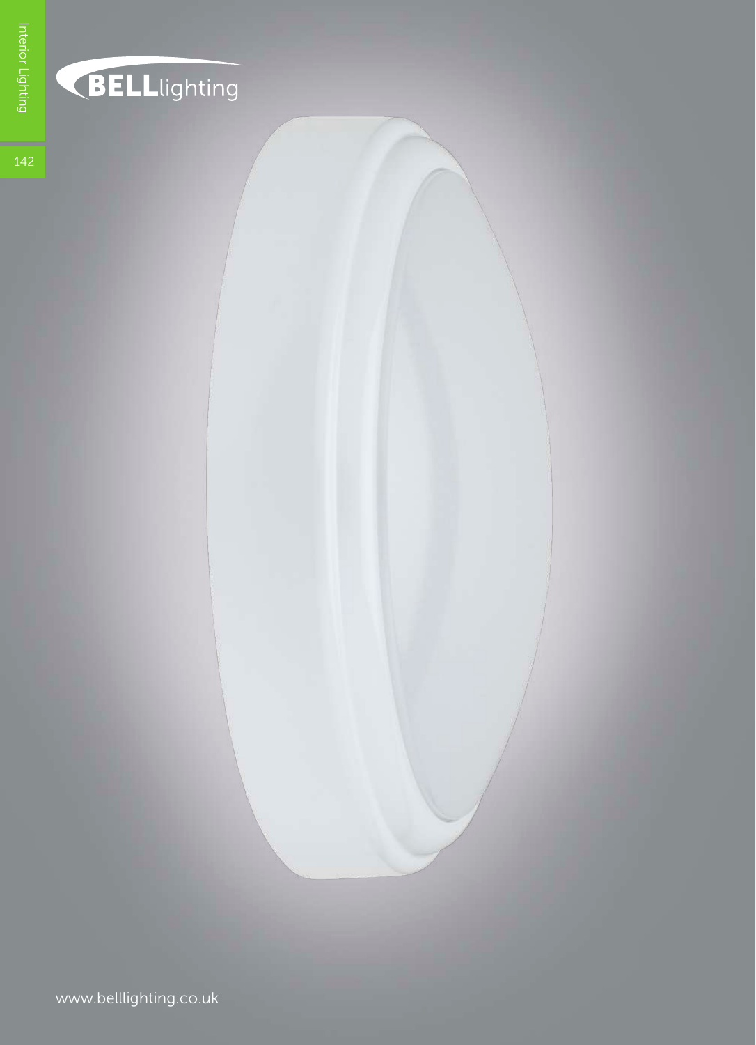BELLlighting

www.belllighting.co.uk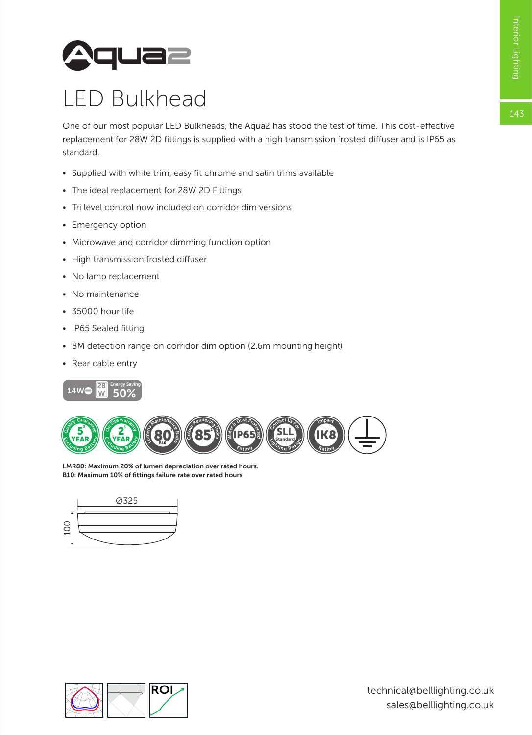# Aqua2

## LED Bulkhead

One of our most popular LED Bulkheads, the Aqua2 has stood the test of time. This cost-effective replacement for 28W 2D fittings is supplied with a high transmission frosted diffuser and is IP65 as standard.

- Supplied with white trim, easy fit chrome and satin trims available
- The ideal replacement for 28W 2D Fittings
- Tri level control now included on corridor dim versions
- Emergency option
- Microwave and corridor dimming function option
- High transmission frosted diffuser
- No lamp replacement
- No maintenance
- 35000 hour life
- IP65 Sealed fitting
- 8M detection range on corridor dim option (2.6m mounting height)
- Rear cable entry

14W | 28 W | Energy Saving 50%

5 Year Quality Guarantee (Excluding Battery) · 2 Year On Site Warranty (Excluding Battery) · Lumens Maintenance Ratio 80 B10 · Colour Rendering Index 85 · Water & Dust Protected Fitting IP65 · Contact Us For SLL Standard Lighting Design · Impact Rating IK8

**LMR80: Maximum 20% of lumen depreciation over rated hours.**
**B10: Maximum 10% of fittings failure rate over rated hours**

Ø325

100

ROI

technical@belllighting.co.uk
sales@belllighting.co.uk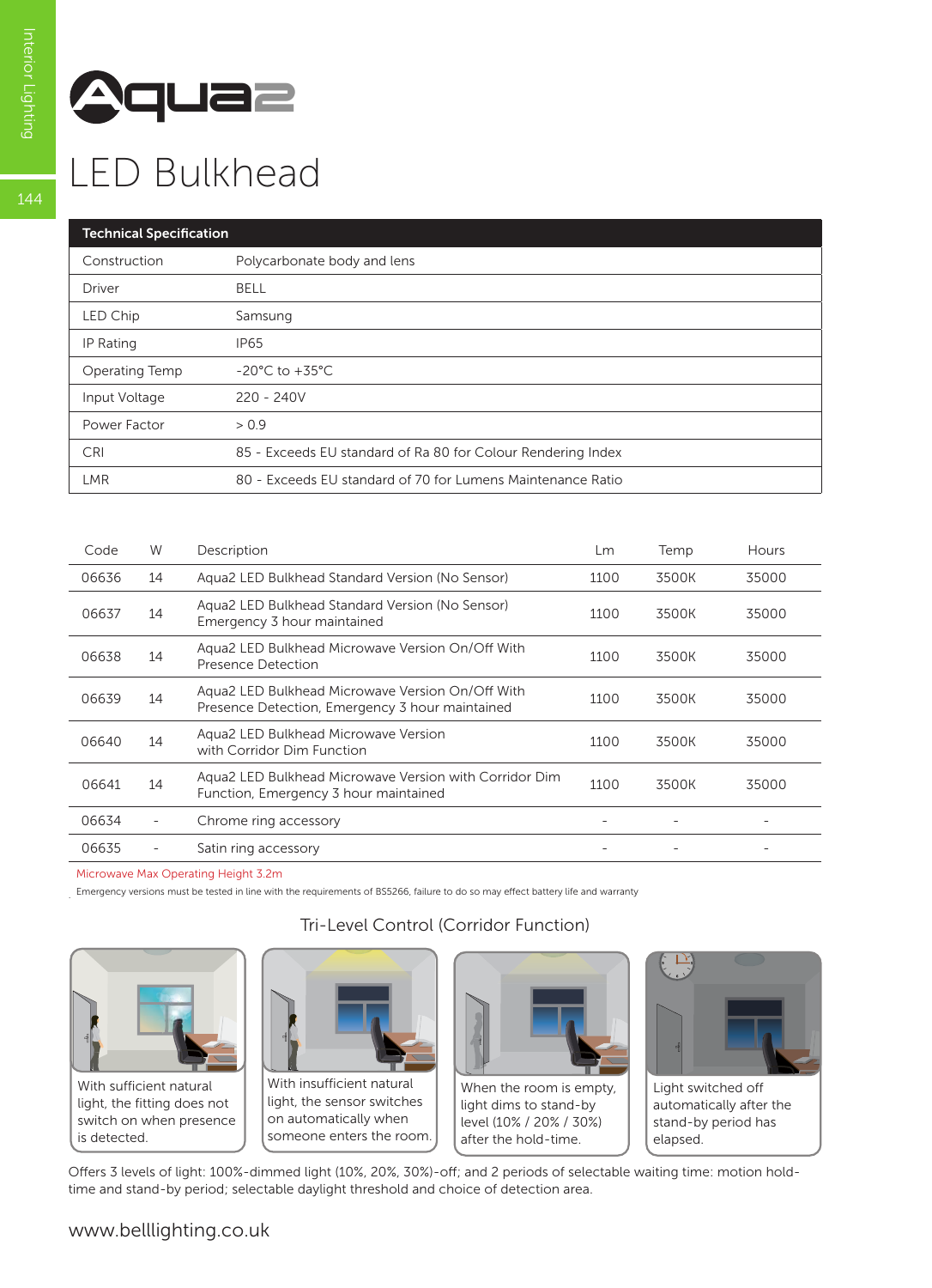# Aqua2

## LED Bulkhead

| Technical Specification | |
|---|---|
| Construction | Polycarbonate body and lens |
| Driver | BELL |
| LED Chip | Samsung |
| IP Rating | IP65 |
| Operating Temp | -20°C to +35°C |
| Input Voltage | 220 - 240V |
| Power Factor | > 0.9 |
| CRI | 85 - Exceeds EU standard of Ra 80 for Colour Rendering Index |
| LMR | 80 - Exceeds EU standard of 70 for Lumens Maintenance Ratio |

| Code | W | Description | Lm | Temp | Hours |
|---|---|---|---|---|---|
| 06636 | 14 | Aqua2 LED Bulkhead Standard Version (No Sensor) | 1100 | 3500K | 35000 |
| 06637 | 14 | Aqua2 LED Bulkhead Standard Version (No Sensor) Emergency 3 hour maintained | 1100 | 3500K | 35000 |
| 06638 | 14 | Aqua2 LED Bulkhead Microwave Version On/Off With Presence Detection | 1100 | 3500K | 35000 |
| 06639 | 14 | Aqua2 LED Bulkhead Microwave Version On/Off With Presence Detection, Emergency 3 hour maintained | 1100 | 3500K | 35000 |
| 06640 | 14 | Aqua2 LED Bulkhead Microwave Version with Corridor Dim Function | 1100 | 3500K | 35000 |
| 06641 | 14 | Aqua2 LED Bulkhead Microwave Version with Corridor Dim Function, Emergency 3 hour maintained | 1100 | 3500K | 35000 |
| 06634 | - | Chrome ring accessory | - | - | - |
| 06635 | - | Satin ring accessory | - | - | - |

Microwave Max Operating Height 3.2m

Emergency versions must be tested in line with the requirements of BS5266, failure to do so may effect battery life and warranty

### Tri-Level Control (Corridor Function)

With sufficient natural light, the fitting does not switch on when presence is detected.

With insufficient natural light, the sensor switches on automatically when someone enters the room.

When the room is empty, light dims to stand-by level (10% / 20% / 30%) after the hold-time.

Light switched off automatically after the stand-by period has elapsed.

Offers 3 levels of light: 100%-dimmed light (10%, 20%, 30%)-off; and 2 periods of selectable waiting time: motion hold-time and stand-by period; selectable daylight threshold and choice of detection area.

www.belllighting.co.uk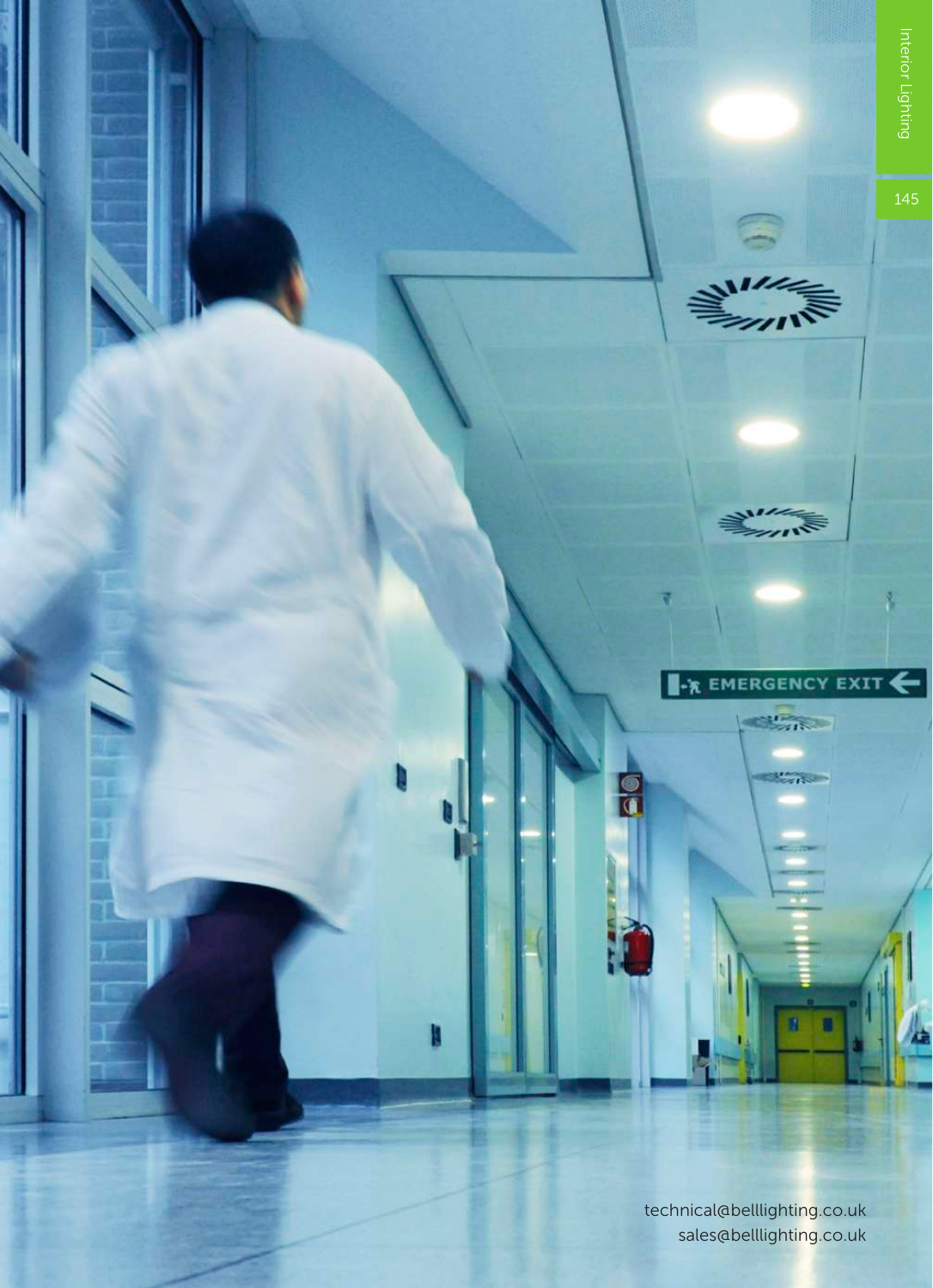technical@belllighting.co.uk
sales@belllighting.co.uk